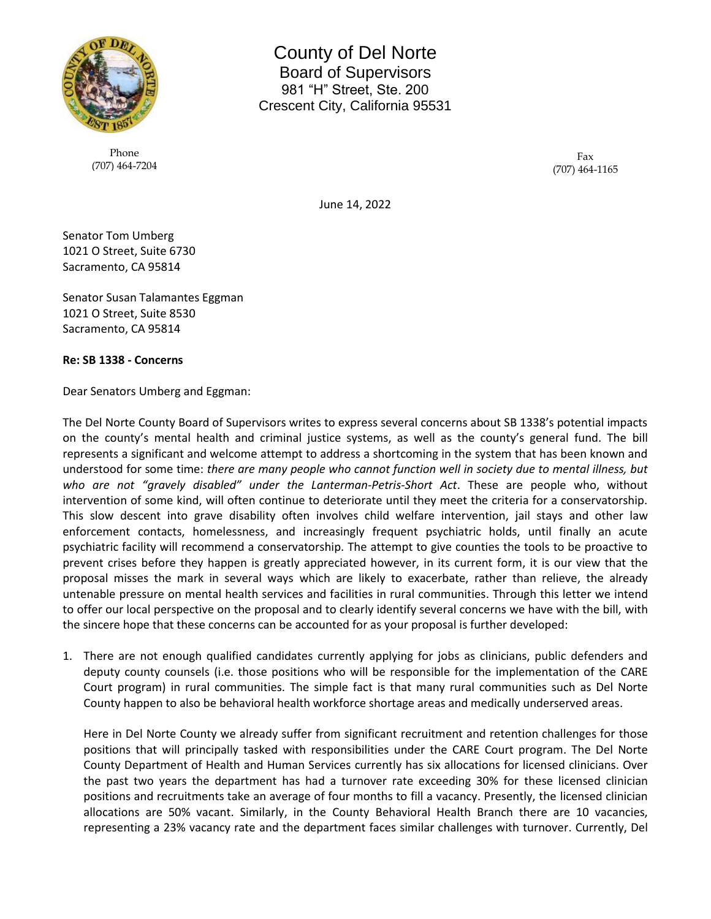County of Del Norte
Board of Supervisors
981 "H" Street, Ste. 200
Crescent City, California 95531

Phone
(707) 464-7204

Fax
(707) 464-1165

June 14, 2022

Senator Tom Umberg
1021 O Street, Suite 6730
Sacramento, CA 95814

Senator Susan Talamantes Eggman
1021 O Street, Suite 8530
Sacramento, CA 95814

**Re: SB 1338 - Concerns**

Dear Senators Umberg and Eggman:

The Del Norte County Board of Supervisors writes to express several concerns about SB 1338's potential impacts on the county's mental health and criminal justice systems, as well as the county's general fund. The bill represents a significant and welcome attempt to address a shortcoming in the system that has been known and understood for some time: *there are many people who cannot function well in society due to mental illness, but who are not "gravely disabled" under the Lanterman-Petris-Short Act*. These are people who, without intervention of some kind, will often continue to deteriorate until they meet the criteria for a conservatorship. This slow descent into grave disability often involves child welfare intervention, jail stays and other law enforcement contacts, homelessness, and increasingly frequent psychiatric holds, until finally an acute psychiatric facility will recommend a conservatorship. The attempt to give counties the tools to be proactive to prevent crises before they happen is greatly appreciated however, in its current form, it is our view that the proposal misses the mark in several ways which are likely to exacerbate, rather than relieve, the already untenable pressure on mental health services and facilities in rural communities. Through this letter we intend to offer our local perspective on the proposal and to clearly identify several concerns we have with the bill, with the sincere hope that these concerns can be accounted for as your proposal is further developed:

1. There are not enough qualified candidates currently applying for jobs as clinicians, public defenders and deputy county counsels (i.e. those positions who will be responsible for the implementation of the CARE Court program) in rural communities. The simple fact is that many rural communities such as Del Norte County happen to also be behavioral health workforce shortage areas and medically underserved areas.

   Here in Del Norte County we already suffer from significant recruitment and retention challenges for those positions that will principally tasked with responsibilities under the CARE Court program. The Del Norte County Department of Health and Human Services currently has six allocations for licensed clinicians. Over the past two years the department has had a turnover rate exceeding 30% for these licensed clinician positions and recruitments take an average of four months to fill a vacancy. Presently, the licensed clinician allocations are 50% vacant. Similarly, in the County Behavioral Health Branch there are 10 vacancies, representing a 23% vacancy rate and the department faces similar challenges with turnover. Currently, Del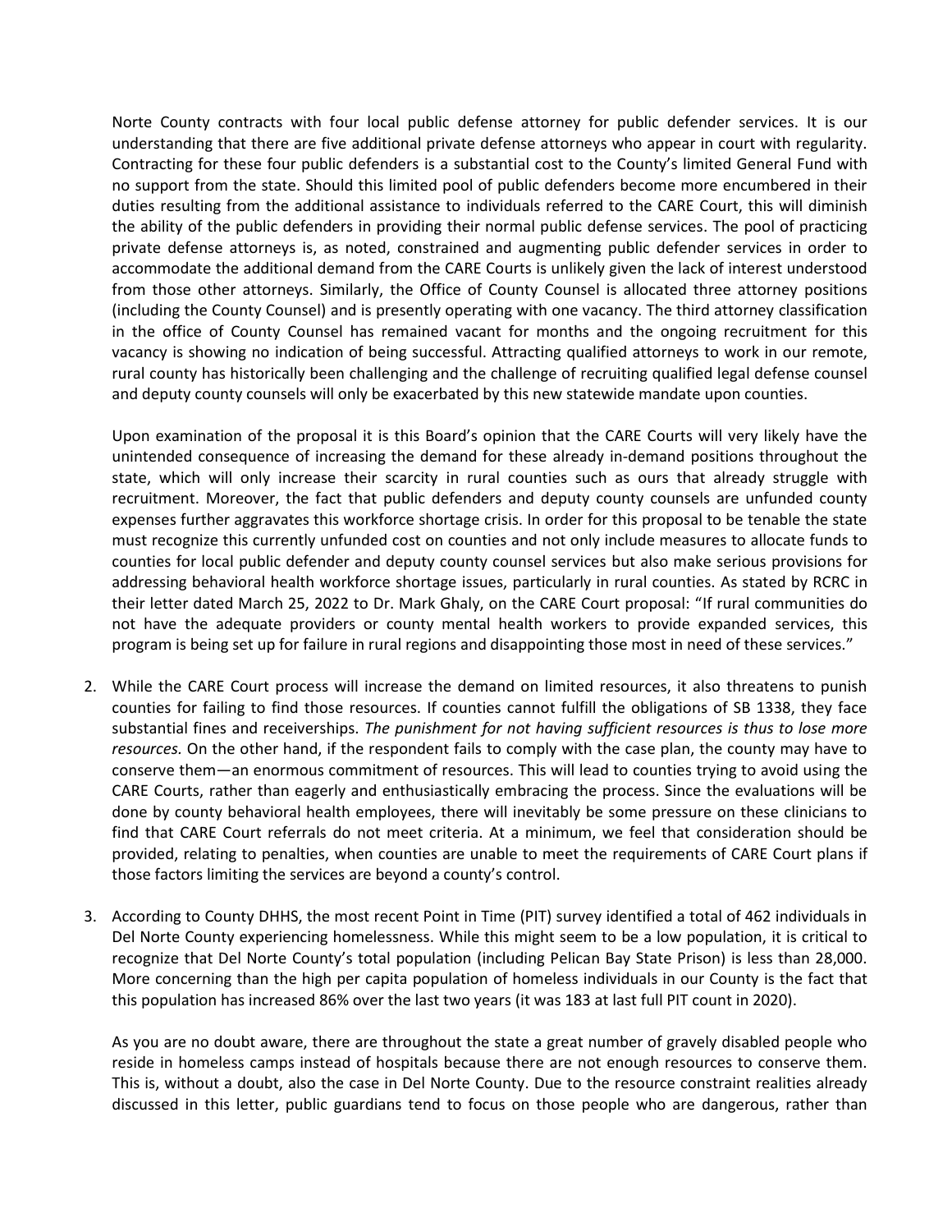Norte County contracts with four local public defense attorney for public defender services. It is our understanding that there are five additional private defense attorneys who appear in court with regularity. Contracting for these four public defenders is a substantial cost to the County's limited General Fund with no support from the state. Should this limited pool of public defenders become more encumbered in their duties resulting from the additional assistance to individuals referred to the CARE Court, this will diminish the ability of the public defenders in providing their normal public defense services. The pool of practicing private defense attorneys is, as noted, constrained and augmenting public defender services in order to accommodate the additional demand from the CARE Courts is unlikely given the lack of interest understood from those other attorneys. Similarly, the Office of County Counsel is allocated three attorney positions (including the County Counsel) and is presently operating with one vacancy. The third attorney classification in the office of County Counsel has remained vacant for months and the ongoing recruitment for this vacancy is showing no indication of being successful. Attracting qualified attorneys to work in our remote, rural county has historically been challenging and the challenge of recruiting qualified legal defense counsel and deputy county counsels will only be exacerbated by this new statewide mandate upon counties.

Upon examination of the proposal it is this Board's opinion that the CARE Courts will very likely have the unintended consequence of increasing the demand for these already in-demand positions throughout the state, which will only increase their scarcity in rural counties such as ours that already struggle with recruitment. Moreover, the fact that public defenders and deputy county counsels are unfunded county expenses further aggravates this workforce shortage crisis. In order for this proposal to be tenable the state must recognize this currently unfunded cost on counties and not only include measures to allocate funds to counties for local public defender and deputy county counsel services but also make serious provisions for addressing behavioral health workforce shortage issues, particularly in rural counties. As stated by RCRC in their letter dated March 25, 2022 to Dr. Mark Ghaly, on the CARE Court proposal: "If rural communities do not have the adequate providers or county mental health workers to provide expanded services, this program is being set up for failure in rural regions and disappointing those most in need of these services."

2. While the CARE Court process will increase the demand on limited resources, it also threatens to punish counties for failing to find those resources. If counties cannot fulfill the obligations of SB 1338, they face substantial fines and receiverships. *The punishment for not having sufficient resources is thus to lose more resources.* On the other hand, if the respondent fails to comply with the case plan, the county may have to conserve them—an enormous commitment of resources. This will lead to counties trying to avoid using the CARE Courts, rather than eagerly and enthusiastically embracing the process. Since the evaluations will be done by county behavioral health employees, there will inevitably be some pressure on these clinicians to find that CARE Court referrals do not meet criteria. At a minimum, we feel that consideration should be provided, relating to penalties, when counties are unable to meet the requirements of CARE Court plans if those factors limiting the services are beyond a county's control.

3. According to County DHHS, the most recent Point in Time (PIT) survey identified a total of 462 individuals in Del Norte County experiencing homelessness. While this might seem to be a low population, it is critical to recognize that Del Norte County's total population (including Pelican Bay State Prison) is less than 28,000. More concerning than the high per capita population of homeless individuals in our County is the fact that this population has increased 86% over the last two years (it was 183 at last full PIT count in 2020).

   As you are no doubt aware, there are throughout the state a great number of gravely disabled people who reside in homeless camps instead of hospitals because there are not enough resources to conserve them. This is, without a doubt, also the case in Del Norte County. Due to the resource constraint realities already discussed in this letter, public guardians tend to focus on those people who are dangerous, rather than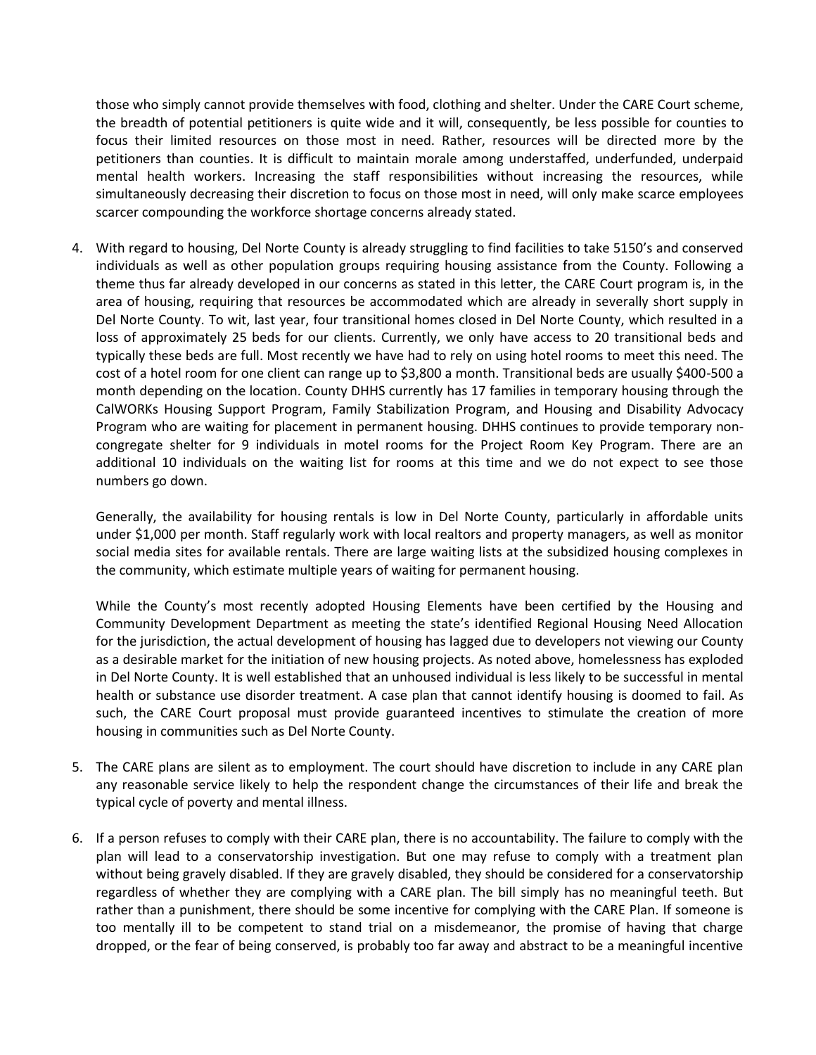those who simply cannot provide themselves with food, clothing and shelter. Under the CARE Court scheme, the breadth of potential petitioners is quite wide and it will, consequently, be less possible for counties to focus their limited resources on those most in need. Rather, resources will be directed more by the petitioners than counties. It is difficult to maintain morale among understaffed, underfunded, underpaid mental health workers. Increasing the staff responsibilities without increasing the resources, while simultaneously decreasing their discretion to focus on those most in need, will only make scarce employees scarcer compounding the workforce shortage concerns already stated.

4. With regard to housing, Del Norte County is already struggling to find facilities to take 5150's and conserved individuals as well as other population groups requiring housing assistance from the County. Following a theme thus far already developed in our concerns as stated in this letter, the CARE Court program is, in the area of housing, requiring that resources be accommodated which are already in severally short supply in Del Norte County. To wit, last year, four transitional homes closed in Del Norte County, which resulted in a loss of approximately 25 beds for our clients. Currently, we only have access to 20 transitional beds and typically these beds are full. Most recently we have had to rely on using hotel rooms to meet this need. The cost of a hotel room for one client can range up to $3,800 a month. Transitional beds are usually $400-500 a month depending on the location. County DHHS currently has 17 families in temporary housing through the CalWORKs Housing Support Program, Family Stabilization Program, and Housing and Disability Advocacy Program who are waiting for placement in permanent housing. DHHS continues to provide temporary non-congregate shelter for 9 individuals in motel rooms for the Project Room Key Program. There are an additional 10 individuals on the waiting list for rooms at this time and we do not expect to see those numbers go down.

   Generally, the availability for housing rentals is low in Del Norte County, particularly in affordable units under $1,000 per month. Staff regularly work with local realtors and property managers, as well as monitor social media sites for available rentals. There are large waiting lists at the subsidized housing complexes in the community, which estimate multiple years of waiting for permanent housing.

   While the County's most recently adopted Housing Elements have been certified by the Housing and Community Development Department as meeting the state's identified Regional Housing Need Allocation for the jurisdiction, the actual development of housing has lagged due to developers not viewing our County as a desirable market for the initiation of new housing projects. As noted above, homelessness has exploded in Del Norte County. It is well established that an unhoused individual is less likely to be successful in mental health or substance use disorder treatment. A case plan that cannot identify housing is doomed to fail. As such, the CARE Court proposal must provide guaranteed incentives to stimulate the creation of more housing in communities such as Del Norte County.

5. The CARE plans are silent as to employment. The court should have discretion to include in any CARE plan any reasonable service likely to help the respondent change the circumstances of their life and break the typical cycle of poverty and mental illness.

6. If a person refuses to comply with their CARE plan, there is no accountability. The failure to comply with the plan will lead to a conservatorship investigation. But one may refuse to comply with a treatment plan without being gravely disabled. If they are gravely disabled, they should be considered for a conservatorship regardless of whether they are complying with a CARE plan. The bill simply has no meaningful teeth. But rather than a punishment, there should be some incentive for complying with the CARE Plan. If someone is too mentally ill to be competent to stand trial on a misdemeanor, the promise of having that charge dropped, or the fear of being conserved, is probably too far away and abstract to be a meaningful incentive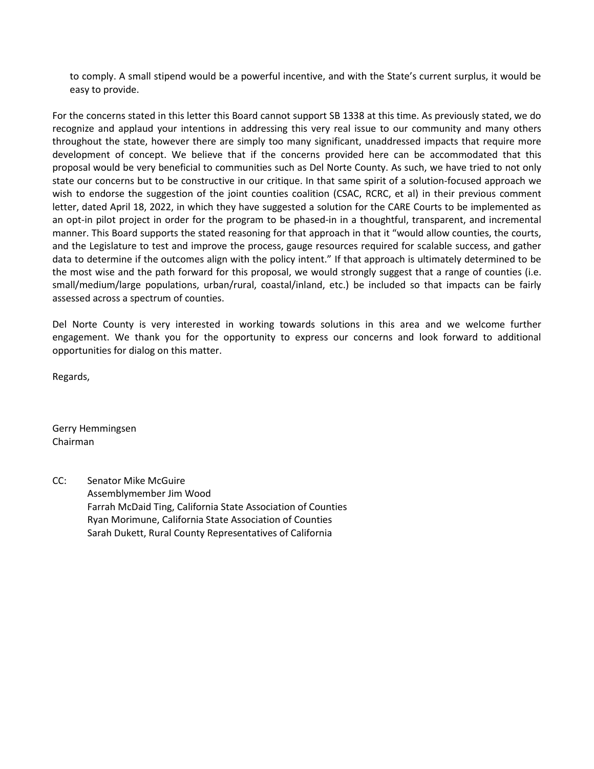to comply. A small stipend would be a powerful incentive, and with the State's current surplus, it would be easy to provide.

For the concerns stated in this letter this Board cannot support SB 1338 at this time. As previously stated, we do recognize and applaud your intentions in addressing this very real issue to our community and many others throughout the state, however there are simply too many significant, unaddressed impacts that require more development of concept. We believe that if the concerns provided here can be accommodated that this proposal would be very beneficial to communities such as Del Norte County. As such, we have tried to not only state our concerns but to be constructive in our critique. In that same spirit of a solution-focused approach we wish to endorse the suggestion of the joint counties coalition (CSAC, RCRC, et al) in their previous comment letter, dated April 18, 2022, in which they have suggested a solution for the CARE Courts to be implemented as an opt-in pilot project in order for the program to be phased-in in a thoughtful, transparent, and incremental manner. This Board supports the stated reasoning for that approach in that it "would allow counties, the courts, and the Legislature to test and improve the process, gauge resources required for scalable success, and gather data to determine if the outcomes align with the policy intent." If that approach is ultimately determined to be the most wise and the path forward for this proposal, we would strongly suggest that a range of counties (i.e. small/medium/large populations, urban/rural, coastal/inland, etc.) be included so that impacts can be fairly assessed across a spectrum of counties.

Del Norte County is very interested in working towards solutions in this area and we welcome further engagement. We thank you for the opportunity to express our concerns and look forward to additional opportunities for dialog on this matter.

Regards,

Gerry Hemmingsen
Chairman

CC: Senator Mike McGuire
Assemblymember Jim Wood
Farrah McDaid Ting, California State Association of Counties
Ryan Morimune, California State Association of Counties
Sarah Dukett, Rural County Representatives of California